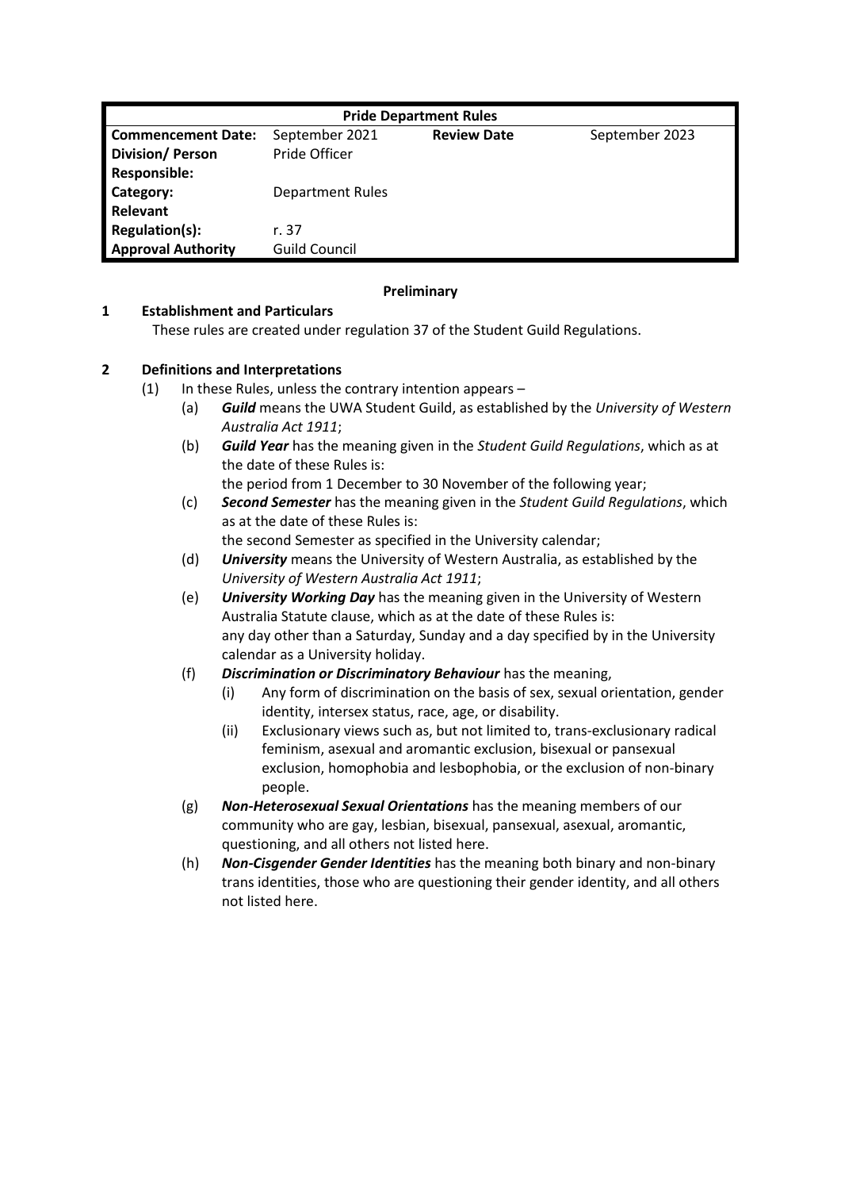| Pride Department Rules | | | |
|---|---|---|---|
| **Commencement Date:** | September 2021 | **Review Date** | September 2023 |
| **Division/ Person Responsible:** | Pride Officer | | |
| **Category:** | Department Rules | | |
| **Relevant Regulation(s):** | r. 37 | | |
| **Approval Authority** | Guild Council | | |

**Preliminary**

**1 Establishment and Particulars**

These rules are created under regulation 37 of the Student Guild Regulations.

**2 Definitions and Interpretations**

(1) In these Rules, unless the contrary intention appears –

(a) ***Guild*** means the UWA Student Guild, as established by the *University of Western Australia Act 1911*;

(b) ***Guild Year*** has the meaning given in the *Student Guild Regulations*, which as at the date of these Rules is:
the period from 1 December to 30 November of the following year;

(c) ***Second Semester*** has the meaning given in the *Student Guild Regulations*, which as at the date of these Rules is:
the second Semester as specified in the University calendar;

(d) ***University*** means the University of Western Australia, as established by the *University of Western Australia Act 1911*;

(e) ***University Working Day*** has the meaning given in the University of Western Australia Statute clause, which as at the date of these Rules is:
any day other than a Saturday, Sunday and a day specified by in the University calendar as a University holiday.

(f) ***Discrimination or Discriminatory Behaviour*** has the meaning,

(i) Any form of discrimination on the basis of sex, sexual orientation, gender identity, intersex status, race, age, or disability.

(ii) Exclusionary views such as, but not limited to, trans-exclusionary radical feminism, asexual and aromantic exclusion, bisexual or pansexual exclusion, homophobia and lesbophobia, or the exclusion of non-binary people.

(g) ***Non-Heterosexual Sexual Orientations*** has the meaning members of our community who are gay, lesbian, bisexual, pansexual, asexual, aromantic, questioning, and all others not listed here.

(h) ***Non-Cisgender Gender Identities*** has the meaning both binary and non-binary trans identities, those who are questioning their gender identity, and all others not listed here.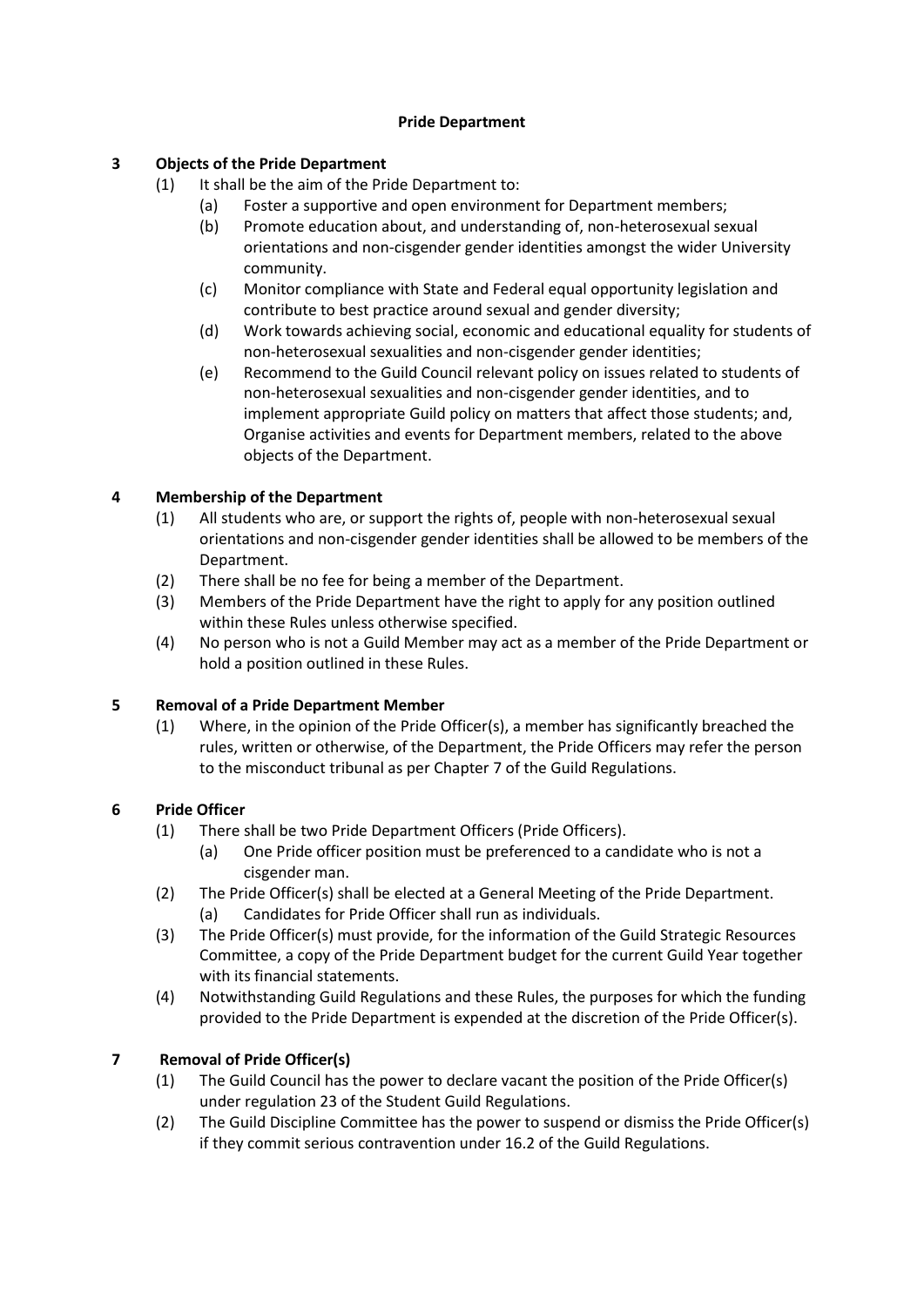**Pride Department**

**3 Objects of the Pride Department**

(1) It shall be the aim of the Pride Department to:

- (a) Foster a supportive and open environment for Department members;
- (b) Promote education about, and understanding of, non-heterosexual sexual orientations and non-cisgender gender identities amongst the wider University community.
- (c) Monitor compliance with State and Federal equal opportunity legislation and contribute to best practice around sexual and gender diversity;
- (d) Work towards achieving social, economic and educational equality for students of non-heterosexual sexualities and non-cisgender gender identities;
- (e) Recommend to the Guild Council relevant policy on issues related to students of non-heterosexual sexualities and non-cisgender gender identities, and to implement appropriate Guild policy on matters that affect those students; and, Organise activities and events for Department members, related to the above objects of the Department.

**4 Membership of the Department**

(1) All students who are, or support the rights of, people with non-heterosexual sexual orientations and non-cisgender gender identities shall be allowed to be members of the Department.

(2) There shall be no fee for being a member of the Department.

(3) Members of the Pride Department have the right to apply for any position outlined within these Rules unless otherwise specified.

(4) No person who is not a Guild Member may act as a member of the Pride Department or hold a position outlined in these Rules.

**5 Removal of a Pride Department Member**

(1) Where, in the opinion of the Pride Officer(s), a member has significantly breached the rules, written or otherwise, of the Department, the Pride Officers may refer the person to the misconduct tribunal as per Chapter 7 of the Guild Regulations.

**6 Pride Officer**

(1) There shall be two Pride Department Officers (Pride Officers).

- (a) One Pride officer position must be preferenced to a candidate who is not a cisgender man.

(2) The Pride Officer(s) shall be elected at a General Meeting of the Pride Department.

- (a) Candidates for Pride Officer shall run as individuals.

(3) The Pride Officer(s) must provide, for the information of the Guild Strategic Resources Committee, a copy of the Pride Department budget for the current Guild Year together with its financial statements.

(4) Notwithstanding Guild Regulations and these Rules, the purposes for which the funding provided to the Pride Department is expended at the discretion of the Pride Officer(s).

**7 Removal of Pride Officer(s)**

(1) The Guild Council has the power to declare vacant the position of the Pride Officer(s) under regulation 23 of the Student Guild Regulations.

(2) The Guild Discipline Committee has the power to suspend or dismiss the Pride Officer(s) if they commit serious contravention under 16.2 of the Guild Regulations.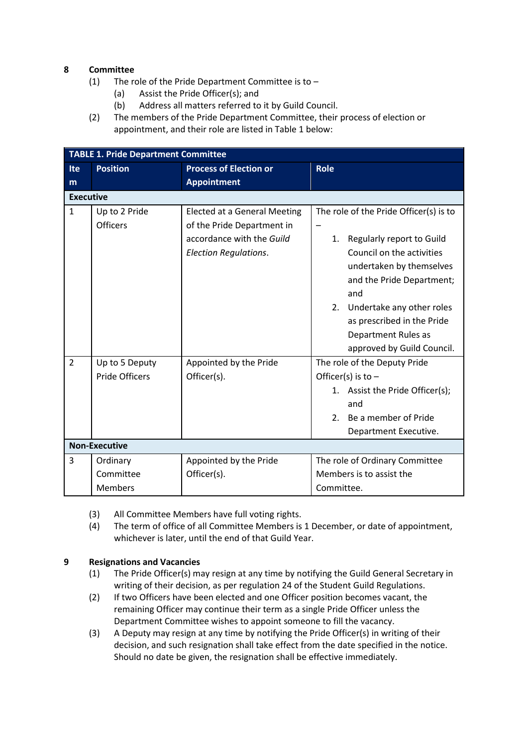## 8 Committee

(1) The role of the Pride Department Committee is to –

  (a) Assist the Pride Officer(s); and

  (b) Address all matters referred to it by Guild Council.

(2) The members of the Pride Department Committee, their process of election or appointment, and their role are listed in Table 1 below:

| TABLE 1. Pride Department Committee | | | |
|---|---|---|---|
| **Item** | **Position** | **Process of Election or Appointment** | **Role** |
| **Executive** | | | |
| 1 | Up to 2 Pride Officers | Elected at a General Meeting of the Pride Department in accordance with the *Guild Election Regulations*. | The role of the Pride Officer(s) is to – 1. Regularly report to Guild Council on the activities undertaken by themselves and the Pride Department; and 2. Undertake any other roles as prescribed in the Pride Department Rules as approved by Guild Council. |
| 2 | Up to 5 Deputy Pride Officers | Appointed by the Pride Officer(s). | The role of the Deputy Pride Officer(s) is to – 1. Assist the Pride Officer(s); and 2. Be a member of Pride Department Executive. |
| **Non-Executive** | | | |
| 3 | Ordinary Committee Members | Appointed by the Pride Officer(s). | The role of Ordinary Committee Members is to assist the Committee. |

(3) All Committee Members have full voting rights.

(4) The term of office of all Committee Members is 1 December, or date of appointment, whichever is later, until the end of that Guild Year.

## 9 Resignations and Vacancies

(1) The Pride Officer(s) may resign at any time by notifying the Guild General Secretary in writing of their decision, as per regulation 24 of the Student Guild Regulations.

(2) If two Officers have been elected and one Officer position becomes vacant, the remaining Officer may continue their term as a single Pride Officer unless the Department Committee wishes to appoint someone to fill the vacancy.

(3) A Deputy may resign at any time by notifying the Pride Officer(s) in writing of their decision, and such resignation shall take effect from the date specified in the notice. Should no date be given, the resignation shall be effective immediately.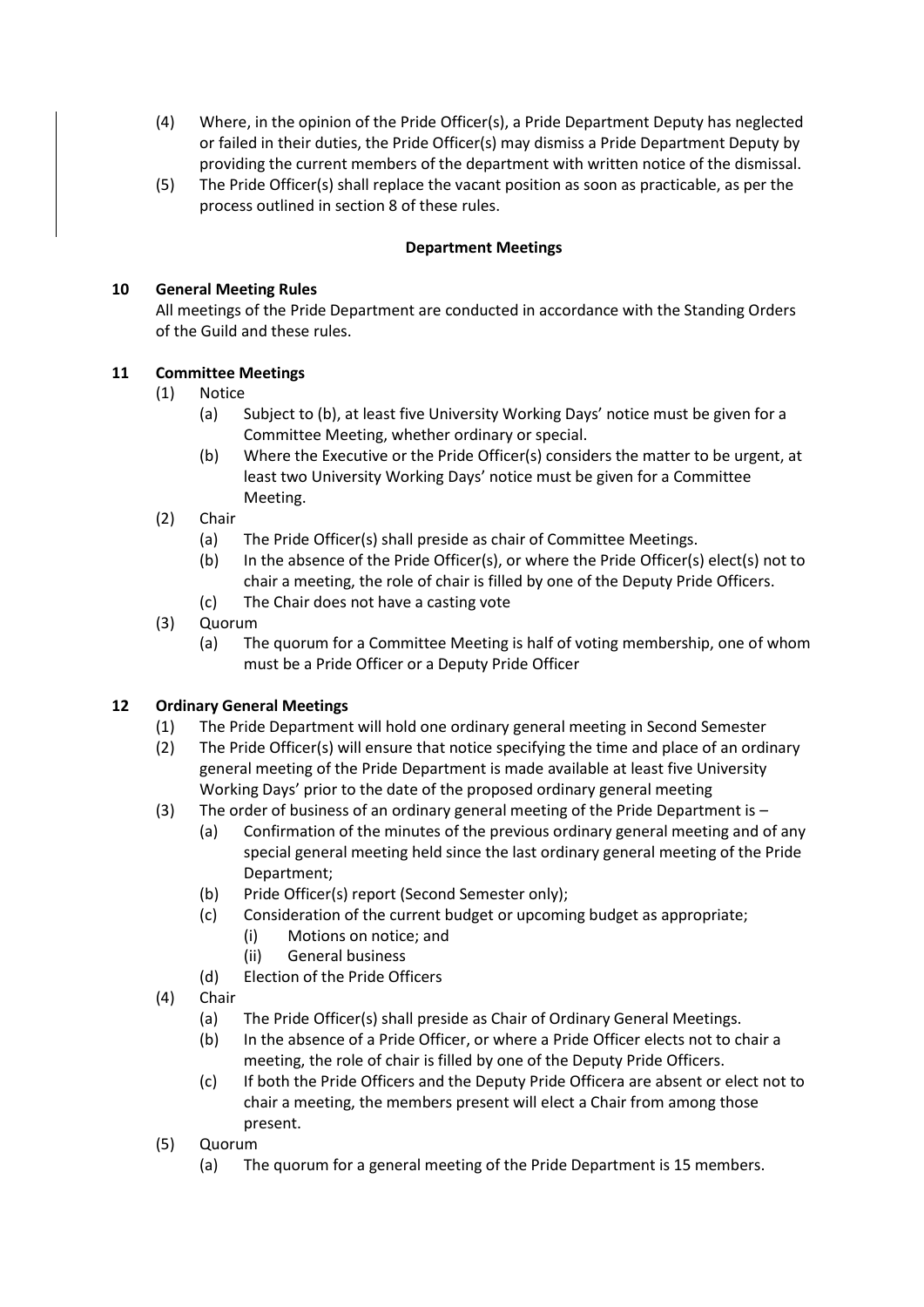(4) Where, in the opinion of the Pride Officer(s), a Pride Department Deputy has neglected or failed in their duties, the Pride Officer(s) may dismiss a Pride Department Deputy by providing the current members of the department with written notice of the dismissal.

(5) The Pride Officer(s) shall replace the vacant position as soon as practicable, as per the process outlined in section 8 of these rules.

**Department Meetings**

**10 General Meeting Rules**

All meetings of the Pride Department are conducted in accordance with the Standing Orders of the Guild and these rules.

**11 Committee Meetings**

(1) Notice
- (a) Subject to (b), at least five University Working Days' notice must be given for a Committee Meeting, whether ordinary or special.
- (b) Where the Executive or the Pride Officer(s) considers the matter to be urgent, at least two University Working Days' notice must be given for a Committee Meeting.

(2) Chair
- (a) The Pride Officer(s) shall preside as chair of Committee Meetings.
- (b) In the absence of the Pride Officer(s), or where the Pride Officer(s) elect(s) not to chair a meeting, the role of chair is filled by one of the Deputy Pride Officers.
- (c) The Chair does not have a casting vote

(3) Quorum
- (a) The quorum for a Committee Meeting is half of voting membership, one of whom must be a Pride Officer or a Deputy Pride Officer

**12 Ordinary General Meetings**

(1) The Pride Department will hold one ordinary general meeting in Second Semester

(2) The Pride Officer(s) will ensure that notice specifying the time and place of an ordinary general meeting of the Pride Department is made available at least five University Working Days' prior to the date of the proposed ordinary general meeting

(3) The order of business of an ordinary general meeting of the Pride Department is –
- (a) Confirmation of the minutes of the previous ordinary general meeting and of any special general meeting held since the last ordinary general meeting of the Pride Department;
- (b) Pride Officer(s) report (Second Semester only);
- (c) Consideration of the current budget or upcoming budget as appropriate;
  - (i) Motions on notice; and
  - (ii) General business
- (d) Election of the Pride Officers

(4) Chair
- (a) The Pride Officer(s) shall preside as Chair of Ordinary General Meetings.
- (b) In the absence of a Pride Officer, or where a Pride Officer elects not to chair a meeting, the role of chair is filled by one of the Deputy Pride Officers.
- (c) If both the Pride Officers and the Deputy Pride Officera are absent or elect not to chair a meeting, the members present will elect a Chair from among those present.

(5) Quorum
- (a) The quorum for a general meeting of the Pride Department is 15 members.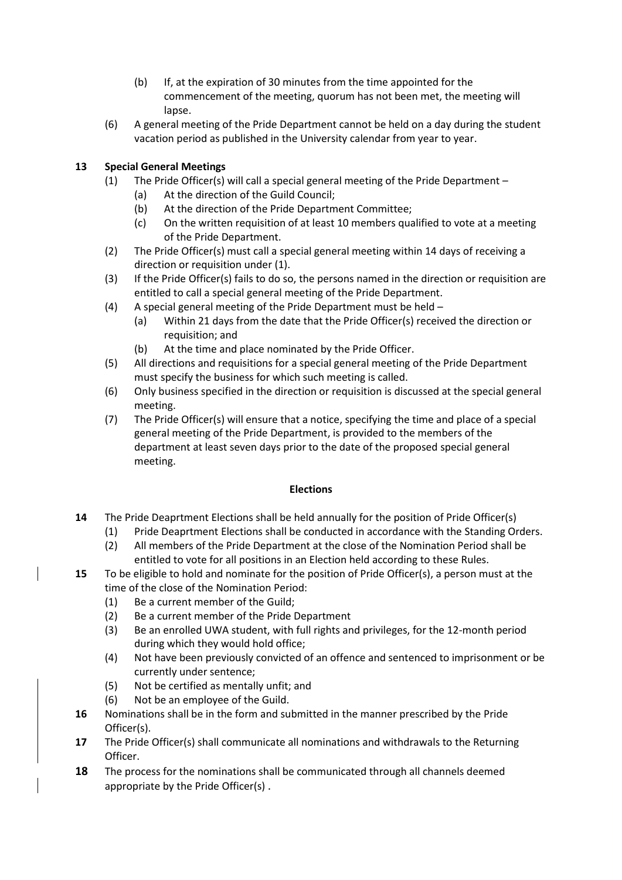(b) If, at the expiration of 30 minutes from the time appointed for the commencement of the meeting, quorum has not been met, the meeting will lapse.

(6) A general meeting of the Pride Department cannot be held on a day during the student vacation period as published in the University calendar from year to year.

**13 Special General Meetings**

(1) The Pride Officer(s) will call a special general meeting of the Pride Department –

(a) At the direction of the Guild Council;

(b) At the direction of the Pride Department Committee;

(c) On the written requisition of at least 10 members qualified to vote at a meeting of the Pride Department.

(2) The Pride Officer(s) must call a special general meeting within 14 days of receiving a direction or requisition under (1).

(3) If the Pride Officer(s) fails to do so, the persons named in the direction or requisition are entitled to call a special general meeting of the Pride Department.

(4) A special general meeting of the Pride Department must be held –

(a) Within 21 days from the date that the Pride Officer(s) received the direction or requisition; and

(b) At the time and place nominated by the Pride Officer.

(5) All directions and requisitions for a special general meeting of the Pride Department must specify the business for which such meeting is called.

(6) Only business specified in the direction or requisition is discussed at the special general meeting.

(7) The Pride Officer(s) will ensure that a notice, specifying the time and place of a special general meeting of the Pride Department, is provided to the members of the department at least seven days prior to the date of the proposed special general meeting.

**Elections**

**14** The Pride Deaprtment Elections shall be held annually for the position of Pride Officer(s)

(1) Pride Deaprtment Elections shall be conducted in accordance with the Standing Orders.

(2) All members of the Pride Department at the close of the Nomination Period shall be entitled to vote for all positions in an Election held according to these Rules.

**15** To be eligible to hold and nominate for the position of Pride Officer(s), a person must at the time of the close of the Nomination Period:

(1) Be a current member of the Guild;

(2) Be a current member of the Pride Department

(3) Be an enrolled UWA student, with full rights and privileges, for the 12-month period during which they would hold office;

(4) Not have been previously convicted of an offence and sentenced to imprisonment or be currently under sentence;

(5) Not be certified as mentally unfit; and

(6) Not be an employee of the Guild.

**16** Nominations shall be in the form and submitted in the manner prescribed by the Pride Officer(s).

**17** The Pride Officer(s) shall communicate all nominations and withdrawals to the Returning Officer.

**18** The process for the nominations shall be communicated through all channels deemed appropriate by the Pride Officer(s) .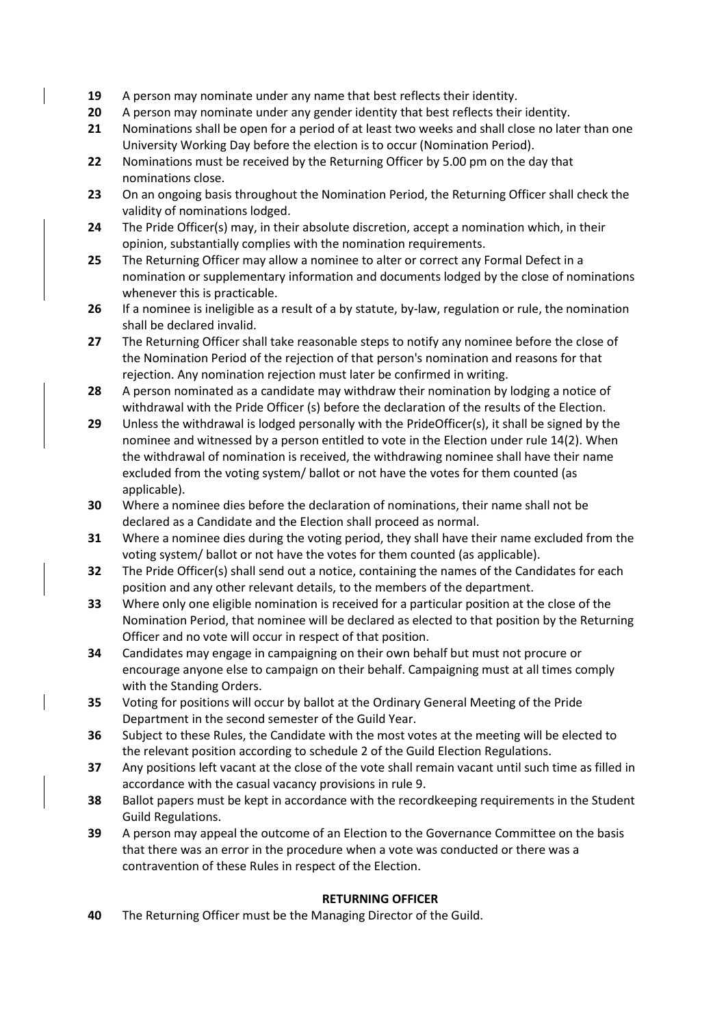**19** A person may nominate under any name that best reflects their identity.

**20** A person may nominate under any gender identity that best reflects their identity.

**21** Nominations shall be open for a period of at least two weeks and shall close no later than one University Working Day before the election is to occur (Nomination Period).

**22** Nominations must be received by the Returning Officer by 5.00 pm on the day that nominations close.

**23** On an ongoing basis throughout the Nomination Period, the Returning Officer shall check the validity of nominations lodged.

**24** The Pride Officer(s) may, in their absolute discretion, accept a nomination which, in their opinion, substantially complies with the nomination requirements.

**25** The Returning Officer may allow a nominee to alter or correct any Formal Defect in a nomination or supplementary information and documents lodged by the close of nominations whenever this is practicable.

**26** If a nominee is ineligible as a result of a by statute, by-law, regulation or rule, the nomination shall be declared invalid.

**27** The Returning Officer shall take reasonable steps to notify any nominee before the close of the Nomination Period of the rejection of that person's nomination and reasons for that rejection. Any nomination rejection must later be confirmed in writing.

**28** A person nominated as a candidate may withdraw their nomination by lodging a notice of withdrawal with the Pride Officer (s) before the declaration of the results of the Election.

**29** Unless the withdrawal is lodged personally with the PrideOfficer(s), it shall be signed by the nominee and witnessed by a person entitled to vote in the Election under rule 14(2). When the withdrawal of nomination is received, the withdrawing nominee shall have their name excluded from the voting system/ ballot or not have the votes for them counted (as applicable).

**30** Where a nominee dies before the declaration of nominations, their name shall not be declared as a Candidate and the Election shall proceed as normal.

**31** Where a nominee dies during the voting period, they shall have their name excluded from the voting system/ ballot or not have the votes for them counted (as applicable).

**32** The Pride Officer(s) shall send out a notice, containing the names of the Candidates for each position and any other relevant details, to the members of the department.

**33** Where only one eligible nomination is received for a particular position at the close of the Nomination Period, that nominee will be declared as elected to that position by the Returning Officer and no vote will occur in respect of that position.

**34** Candidates may engage in campaigning on their own behalf but must not procure or encourage anyone else to campaign on their behalf. Campaigning must at all times comply with the Standing Orders.

**35** Voting for positions will occur by ballot at the Ordinary General Meeting of the Pride Department in the second semester of the Guild Year.

**36** Subject to these Rules, the Candidate with the most votes at the meeting will be elected to the relevant position according to schedule 2 of the Guild Election Regulations.

**37** Any positions left vacant at the close of the vote shall remain vacant until such time as filled in accordance with the casual vacancy provisions in rule 9.

**38** Ballot papers must be kept in accordance with the recordkeeping requirements in the Student Guild Regulations.

**39** A person may appeal the outcome of an Election to the Governance Committee on the basis that there was an error in the procedure when a vote was conducted or there was a contravention of these Rules in respect of the Election.

## RETURNING OFFICER

**40** The Returning Officer must be the Managing Director of the Guild.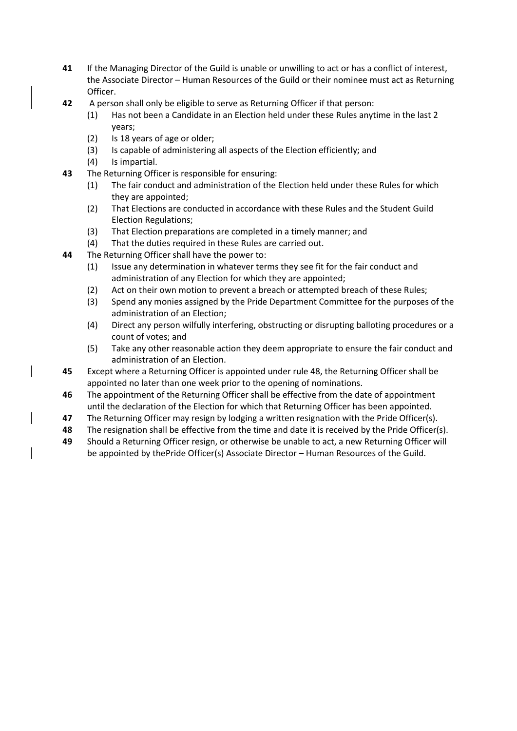**41** If the Managing Director of the Guild is unable or unwilling to act or has a conflict of interest, the Associate Director – Human Resources of the Guild or their nominee must act as Returning Officer.

**42** A person shall only be eligible to serve as Returning Officer if that person:

(1) Has not been a Candidate in an Election held under these Rules anytime in the last 2 years;

(2) Is 18 years of age or older;

(3) Is capable of administering all aspects of the Election efficiently; and

(4) Is impartial.

**43** The Returning Officer is responsible for ensuring:

(1) The fair conduct and administration of the Election held under these Rules for which they are appointed;

(2) That Elections are conducted in accordance with these Rules and the Student Guild Election Regulations;

(3) That Election preparations are completed in a timely manner; and

(4) That the duties required in these Rules are carried out.

**44** The Returning Officer shall have the power to:

(1) Issue any determination in whatever terms they see fit for the fair conduct and administration of any Election for which they are appointed;

(2) Act on their own motion to prevent a breach or attempted breach of these Rules;

(3) Spend any monies assigned by the Pride Department Committee for the purposes of the administration of an Election;

(4) Direct any person wilfully interfering, obstructing or disrupting balloting procedures or a count of votes; and

(5) Take any other reasonable action they deem appropriate to ensure the fair conduct and administration of an Election.

**45** Except where a Returning Officer is appointed under rule 48, the Returning Officer shall be appointed no later than one week prior to the opening of nominations.

**46** The appointment of the Returning Officer shall be effective from the date of appointment until the declaration of the Election for which that Returning Officer has been appointed.

**47** The Returning Officer may resign by lodging a written resignation with the Pride Officer(s).

**48** The resignation shall be effective from the time and date it is received by the Pride Officer(s).

**49** Should a Returning Officer resign, or otherwise be unable to act, a new Returning Officer will be appointed by thePride Officer(s) Associate Director – Human Resources of the Guild.